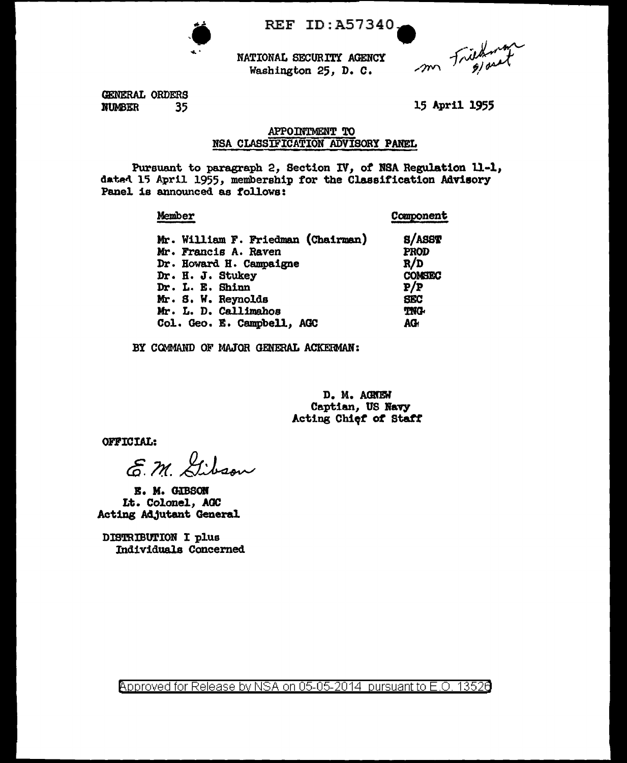REF ID:A57340

NATIONAL SECURITY AGENCY
Washington 25, D. C.

Mr Friedman
S/asst

GENERAL ORDERS
NUMBER 35

15 April 1955

## APPOINTMENT TO NSA CLASSIFICATION ADVISORY PANEL

Pursuant to paragraph 2, Section IV, of NSA Regulation 11-1, dated 15 April 1955, membership for the Classification Advisory Panel is announced as follows:

| Member | Component |
|---|---|
| Mr. William F. Friedman (Chairman) | S/ASST |
| Mr. Francis A. Raven | PROD |
| Dr. Howard H. Campaigne | R/D |
| Dr. H. J. Stukey | COMSEC |
| Dr. L. E. Shinn | P/P |
| Mr. S. W. Reynolds | SEC |
| Mr. L. D. Callimahos | TNG |
| Col. Geo. E. Campbell, AGC | AG |

BY COMMAND OF MAJOR GENERAL ACKERMAN:

D. M. AGNEW
Captian, US Navy
Acting Chief of Staff

OFFICIAL:

E. M. Gibson

E. M. GIBSON
Lt. Colonel, AGC
Acting Adjutant General

DISTRIBUTION I plus
Individuals Concerned

Approved for Release by NSA on 05-05-2014 pursuant to E.O. 13526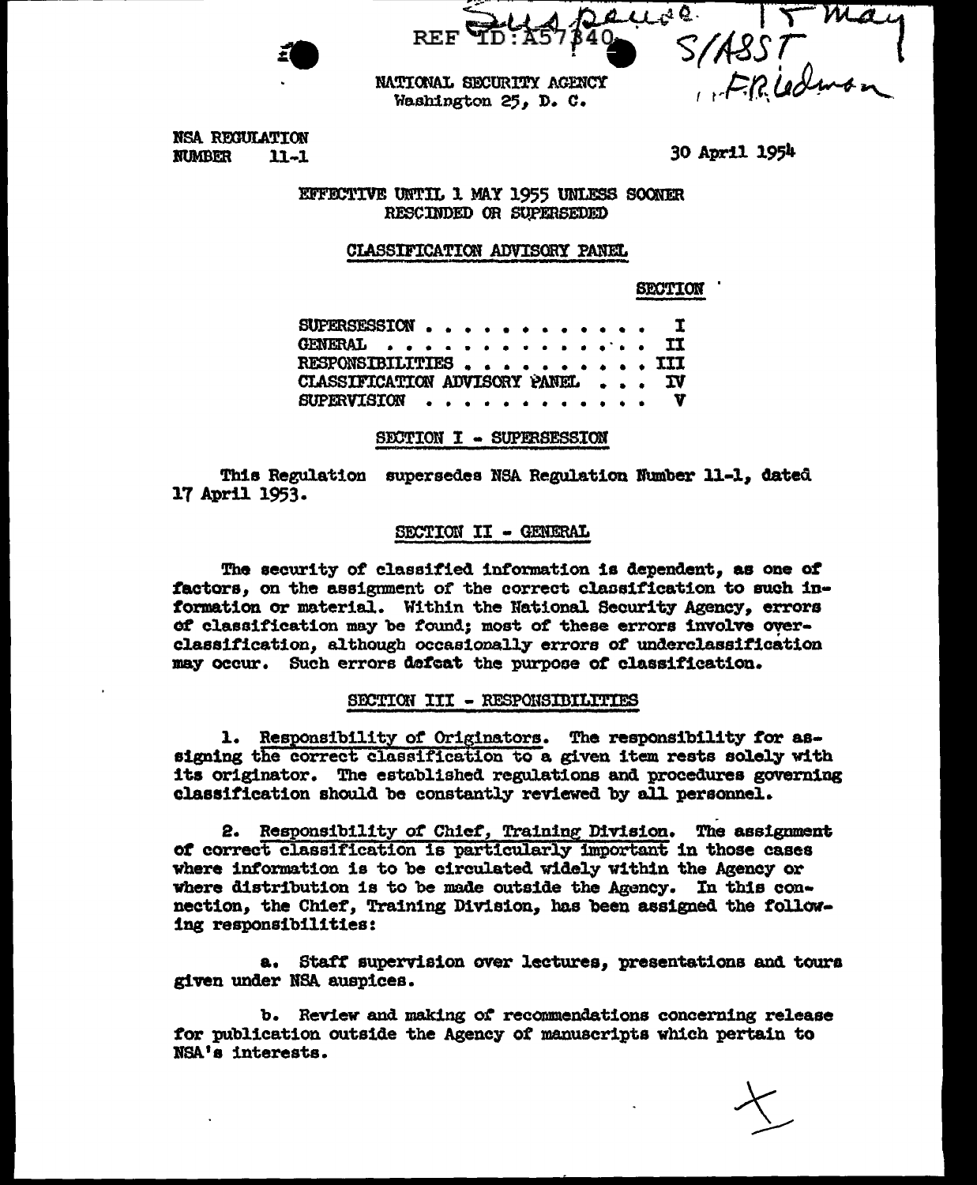REF ID:A57340

NATIONAL SECURITY AGENCY
Washington 25, D. C.

NSA REGULATION
NUMBER 11-1

30 April 1954

EFFECTIVE UNTIL 1 MAY 1955 UNLESS SOONER RESCINDED OR SUPERSEDED

## CLASSIFICATION ADVISORY PANEL

| | SECTION |
|---|---|
| SUPERSESSION | I |
| GENERAL | II |
| RESPONSIBILITIES | III |
| CLASSIFICATION ADVISORY PANEL | IV |
| SUPERVISION | V |

### SECTION I - SUPERSESSION

This Regulation supersedes NSA Regulation Number 11-1, dated 17 April 1953.

### SECTION II - GENERAL

The security of classified information is dependent, as one of factors, on the assignment of the correct classification to such information or material. Within the National Security Agency, errors of classification may be found; most of these errors involve overclassification, although occasionally errors of underclassification may occur. Such errors defeat the purpose of classification.

### SECTION III - RESPONSIBILITIES

1. Responsibility of Originators. The responsibility for assigning the correct classification to a given item rests solely with its originator. The established regulations and procedures governing classification should be constantly reviewed by all personnel.

2. Responsibility of Chief, Training Division. The assignment of correct classification is particularly important in those cases where information is to be circulated widely within the Agency or where distribution is to be made outside the Agency. In this connection, the Chief, Training Division, has been assigned the following responsibilities:

a. Staff supervision over lectures, presentations and tours given under NSA auspices.

b. Review and making of recommendations concerning release for publication outside the Agency of manuscripts which pertain to NSA's interests.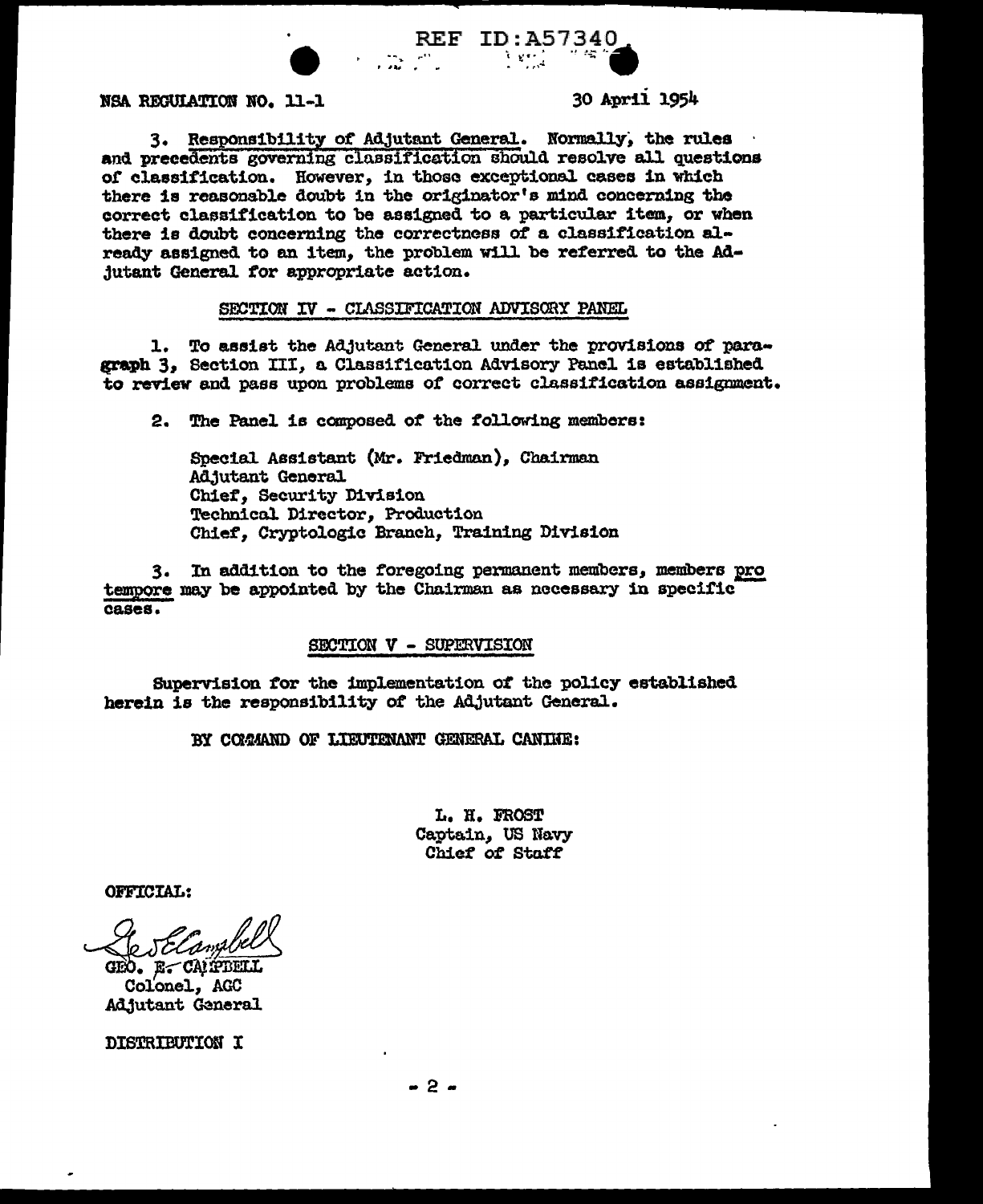REF ID:A57340

NSA REGULATION NO. 11-1 30 April 1954

3. Responsibility of Adjutant General. Normally, the rules and precedents governing classification should resolve all questions of classification. However, in those exceptional cases in which there is reasonable doubt in the originator's mind concerning the correct classification to be assigned to a particular item, or when there is doubt concerning the correctness of a classification already assigned to an item, the problem will be referred to the Adjutant General for appropriate action.

## SECTION IV - CLASSIFICATION ADVISORY PANEL

1. To assist the Adjutant General under the provisions of paragraph 3, Section III, a Classification Advisory Panel is established to review and pass upon problems of correct classification assignment.

2. The Panel is composed of the following members:

Special Assistant (Mr. Friedman), Chairman
Adjutant General
Chief, Security Division
Technical Director, Production
Chief, Cryptologic Branch, Training Division

3. In addition to the foregoing permanent members, members pro tempore may be appointed by the Chairman as necessary in specific cases.

## SECTION V - SUPERVISION

Supervision for the implementation of the policy established herein is the responsibility of the Adjutant General.

BY COMMAND OF LIEUTENANT GENERAL CANINE:

L. H. FROST
Captain, US Navy
Chief of Staff

OFFICIAL:

Geo. E. Campbell

GEO. E. CAMPBELL
Colonel, AGC
Adjutant General

DISTRIBUTION I